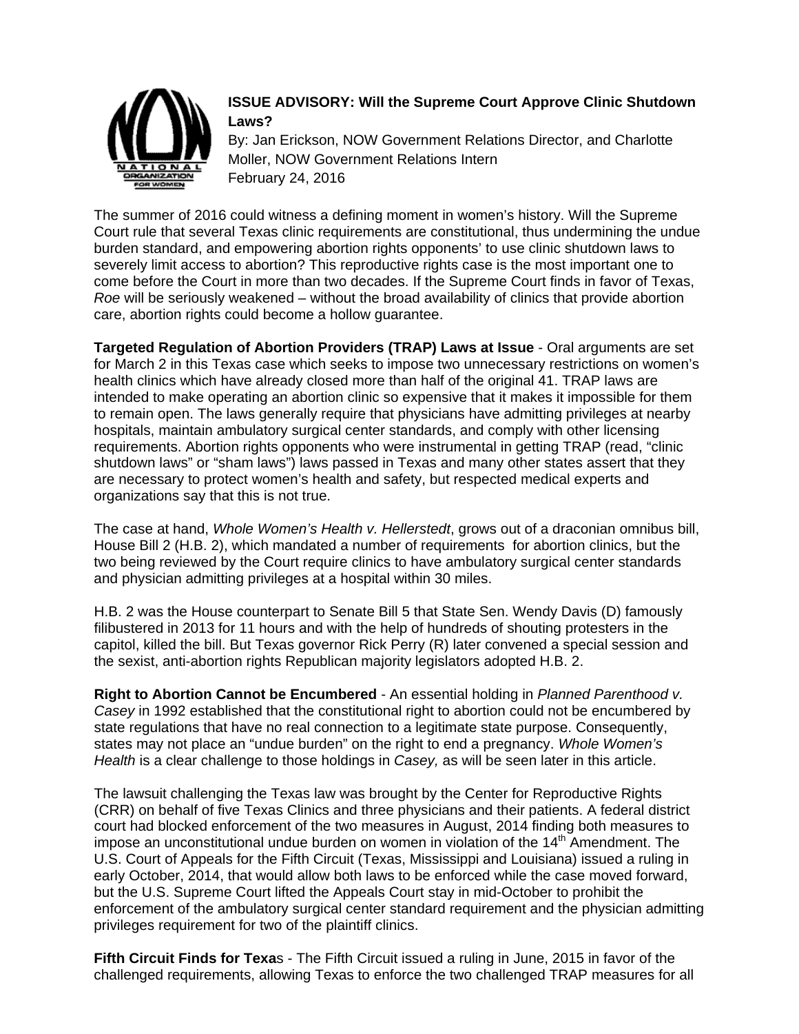**ISSUE ADVISORY: Will the Supreme Court Approve Clinic Shutdown Laws?**

By: Jan Erickson, NOW Government Relations Director, and Charlotte Moller, NOW Government Relations Intern

February 24, 2016

The summer of 2016 could witness a defining moment in women's history. Will the Supreme Court rule that several Texas clinic requirements are constitutional, thus undermining the undue burden standard, and empowering abortion rights opponents' to use clinic shutdown laws to severely limit access to abortion? This reproductive rights case is the most important one to come before the Court in more than two decades. If the Supreme Court finds in favor of Texas, *Roe* will be seriously weakened – without the broad availability of clinics that provide abortion care, abortion rights could become a hollow guarantee.

**Targeted Regulation of Abortion Providers (TRAP) Laws at Issue** - Oral arguments are set for March 2 in this Texas case which seeks to impose two unnecessary restrictions on women's health clinics which have already closed more than half of the original 41. TRAP laws are intended to make operating an abortion clinic so expensive that it makes it impossible for them to remain open. The laws generally require that physicians have admitting privileges at nearby hospitals, maintain ambulatory surgical center standards, and comply with other licensing requirements. Abortion rights opponents who were instrumental in getting TRAP (read, "clinic shutdown laws" or "sham laws") laws passed in Texas and many other states assert that they are necessary to protect women's health and safety, but respected medical experts and organizations say that this is not true.

The case at hand, *Whole Women's Health v. Hellerstedt*, grows out of a draconian omnibus bill, House Bill 2 (H.B. 2), which mandated a number of requirements for abortion clinics, but the two being reviewed by the Court require clinics to have ambulatory surgical center standards and physician admitting privileges at a hospital within 30 miles.

H.B. 2 was the House counterpart to Senate Bill 5 that State Sen. Wendy Davis (D) famously filibustered in 2013 for 11 hours and with the help of hundreds of shouting protesters in the capitol, killed the bill. But Texas governor Rick Perry (R) later convened a special session and the sexist, anti-abortion rights Republican majority legislators adopted H.B. 2.

**Right to Abortion Cannot be Encumbered** - An essential holding in *Planned Parenthood v. Casey* in 1992 established that the constitutional right to abortion could not be encumbered by state regulations that have no real connection to a legitimate state purpose. Consequently, states may not place an "undue burden" on the right to end a pregnancy. *Whole Women's Health* is a clear challenge to those holdings in *Casey,* as will be seen later in this article.

The lawsuit challenging the Texas law was brought by the Center for Reproductive Rights (CRR) on behalf of five Texas Clinics and three physicians and their patients. A federal district court had blocked enforcement of the two measures in August, 2014 finding both measures to impose an unconstitutional undue burden on women in violation of the 14th Amendment. The U.S. Court of Appeals for the Fifth Circuit (Texas, Mississippi and Louisiana) issued a ruling in early October, 2014, that would allow both laws to be enforced while the case moved forward, but the U.S. Supreme Court lifted the Appeals Court stay in mid-October to prohibit the enforcement of the ambulatory surgical center standard requirement and the physician admitting privileges requirement for two of the plaintiff clinics.

**Fifth Circuit Finds for Texas** - The Fifth Circuit issued a ruling in June, 2015 in favor of the challenged requirements, allowing Texas to enforce the two challenged TRAP measures for all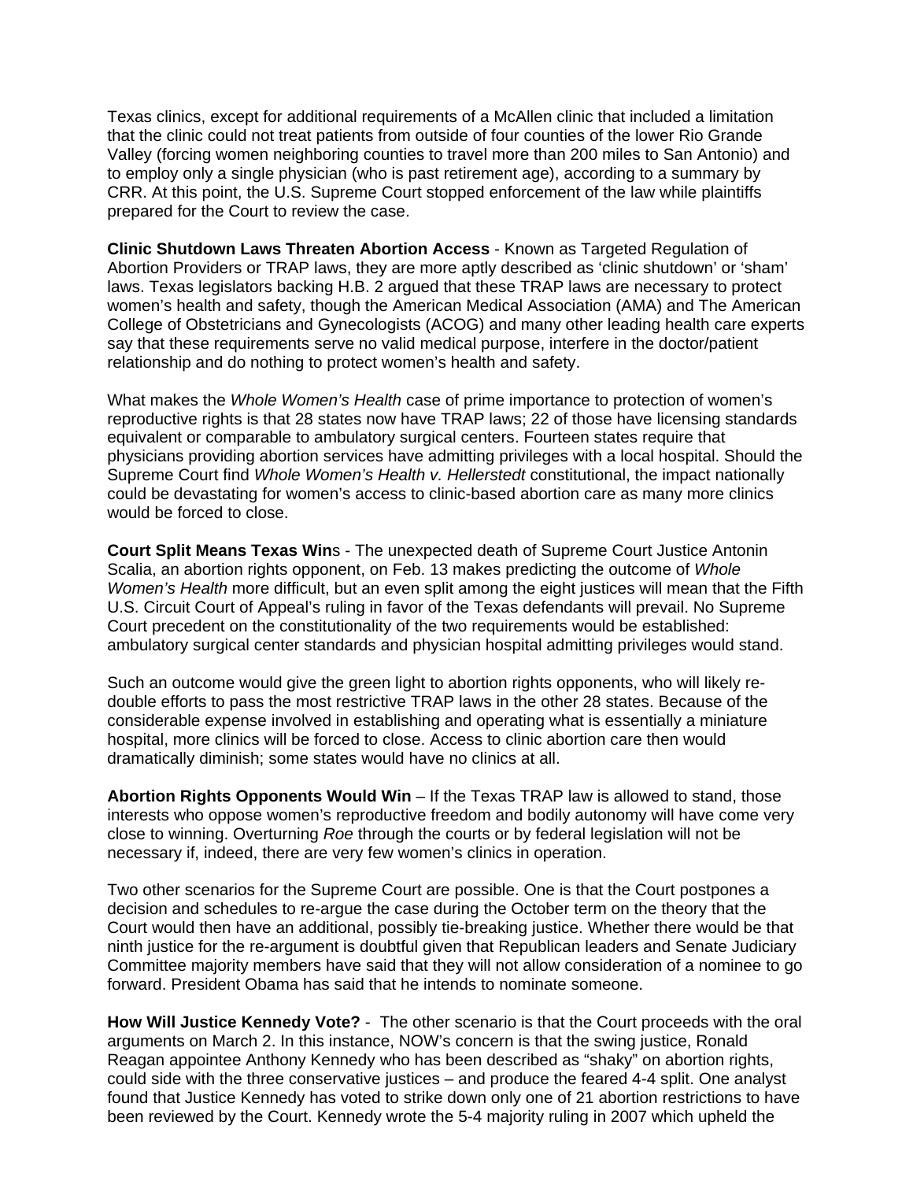Texas clinics, except for additional requirements of a McAllen clinic that included a limitation that the clinic could not treat patients from outside of four counties of the lower Rio Grande Valley (forcing women neighboring counties to travel more than 200 miles to San Antonio) and to employ only a single physician (who is past retirement age), according to a summary by CRR. At this point, the U.S. Supreme Court stopped enforcement of the law while plaintiffs prepared for the Court to review the case.

**Clinic Shutdown Laws Threaten Abortion Access** - Known as Targeted Regulation of Abortion Providers or TRAP laws, they are more aptly described as 'clinic shutdown' or 'sham' laws. Texas legislators backing H.B. 2 argued that these TRAP laws are necessary to protect women's health and safety, though the American Medical Association (AMA) and The American College of Obstetricians and Gynecologists (ACOG) and many other leading health care experts say that these requirements serve no valid medical purpose, interfere in the doctor/patient relationship and do nothing to protect women's health and safety.

What makes the *Whole Women's Health* case of prime importance to protection of women's reproductive rights is that 28 states now have TRAP laws; 22 of those have licensing standards equivalent or comparable to ambulatory surgical centers. Fourteen states require that physicians providing abortion services have admitting privileges with a local hospital. Should the Supreme Court find *Whole Women's Health v. Hellerstedt* constitutional, the impact nationally could be devastating for women's access to clinic-based abortion care as many more clinics would be forced to close.

**Court Split Means Texas Win**s - The unexpected death of Supreme Court Justice Antonin Scalia, an abortion rights opponent, on Feb. 13 makes predicting the outcome of *Whole Women's Health* more difficult, but an even split among the eight justices will mean that the Fifth U.S. Circuit Court of Appeal's ruling in favor of the Texas defendants will prevail. No Supreme Court precedent on the constitutionality of the two requirements would be established: ambulatory surgical center standards and physician hospital admitting privileges would stand.

Such an outcome would give the green light to abortion rights opponents, who will likely re-double efforts to pass the most restrictive TRAP laws in the other 28 states. Because of the considerable expense involved in establishing and operating what is essentially a miniature hospital, more clinics will be forced to close. Access to clinic abortion care then would dramatically diminish; some states would have no clinics at all.

**Abortion Rights Opponents Would Win** – If the Texas TRAP law is allowed to stand, those interests who oppose women's reproductive freedom and bodily autonomy will have come very close to winning. Overturning *Roe* through the courts or by federal legislation will not be necessary if, indeed, there are very few women's clinics in operation.

Two other scenarios for the Supreme Court are possible. One is that the Court postpones a decision and schedules to re-argue the case during the October term on the theory that the Court would then have an additional, possibly tie-breaking justice. Whether there would be that ninth justice for the re-argument is doubtful given that Republican leaders and Senate Judiciary Committee majority members have said that they will not allow consideration of a nominee to go forward. President Obama has said that he intends to nominate someone.

**How Will Justice Kennedy Vote?** - The other scenario is that the Court proceeds with the oral arguments on March 2. In this instance, NOW's concern is that the swing justice, Ronald Reagan appointee Anthony Kennedy who has been described as "shaky" on abortion rights, could side with the three conservative justices – and produce the feared 4-4 split. One analyst found that Justice Kennedy has voted to strike down only one of 21 abortion restrictions to have been reviewed by the Court. Kennedy wrote the 5-4 majority ruling in 2007 which upheld the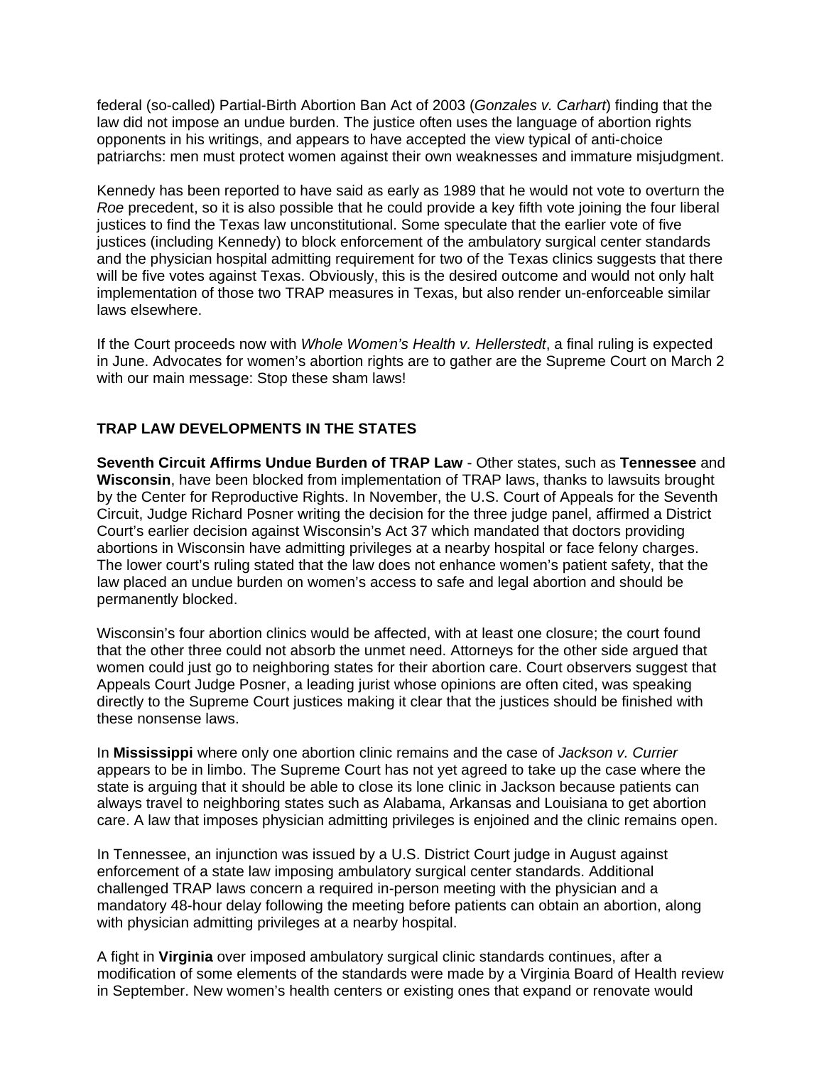federal (so-called) Partial-Birth Abortion Ban Act of 2003 (*Gonzales v. Carhart*) finding that the law did not impose an undue burden. The justice often uses the language of abortion rights opponents in his writings, and appears to have accepted the view typical of anti-choice patriarchs: men must protect women against their own weaknesses and immature misjudgment.

Kennedy has been reported to have said as early as 1989 that he would not vote to overturn the *Roe* precedent, so it is also possible that he could provide a key fifth vote joining the four liberal justices to find the Texas law unconstitutional. Some speculate that the earlier vote of five justices (including Kennedy) to block enforcement of the ambulatory surgical center standards and the physician hospital admitting requirement for two of the Texas clinics suggests that there will be five votes against Texas. Obviously, this is the desired outcome and would not only halt implementation of those two TRAP measures in Texas, but also render un-enforceable similar laws elsewhere.

If the Court proceeds now with *Whole Women's Health v. Hellerstedt*, a final ruling is expected in June. Advocates for women's abortion rights are to gather are the Supreme Court on March 2 with our main message: Stop these sham laws!

## TRAP LAW DEVELOPMENTS IN THE STATES

**Seventh Circuit Affirms Undue Burden of TRAP Law** - Other states, such as **Tennessee** and **Wisconsin**, have been blocked from implementation of TRAP laws, thanks to lawsuits brought by the Center for Reproductive Rights. In November, the U.S. Court of Appeals for the Seventh Circuit, Judge Richard Posner writing the decision for the three judge panel, affirmed a District Court's earlier decision against Wisconsin's Act 37 which mandated that doctors providing abortions in Wisconsin have admitting privileges at a nearby hospital or face felony charges. The lower court's ruling stated that the law does not enhance women's patient safety, that the law placed an undue burden on women's access to safe and legal abortion and should be permanently blocked.

Wisconsin's four abortion clinics would be affected, with at least one closure; the court found that the other three could not absorb the unmet need. Attorneys for the other side argued that women could just go to neighboring states for their abortion care. Court observers suggest that Appeals Court Judge Posner, a leading jurist whose opinions are often cited, was speaking directly to the Supreme Court justices making it clear that the justices should be finished with these nonsense laws.

In **Mississippi** where only one abortion clinic remains and the case of *Jackson v. Currier* appears to be in limbo. The Supreme Court has not yet agreed to take up the case where the state is arguing that it should be able to close its lone clinic in Jackson because patients can always travel to neighboring states such as Alabama, Arkansas and Louisiana to get abortion care. A law that imposes physician admitting privileges is enjoined and the clinic remains open.

In Tennessee, an injunction was issued by a U.S. District Court judge in August against enforcement of a state law imposing ambulatory surgical center standards. Additional challenged TRAP laws concern a required in-person meeting with the physician and a mandatory 48-hour delay following the meeting before patients can obtain an abortion, along with physician admitting privileges at a nearby hospital.

A fight in **Virginia** over imposed ambulatory surgical clinic standards continues, after a modification of some elements of the standards were made by a Virginia Board of Health review in September. New women's health centers or existing ones that expand or renovate would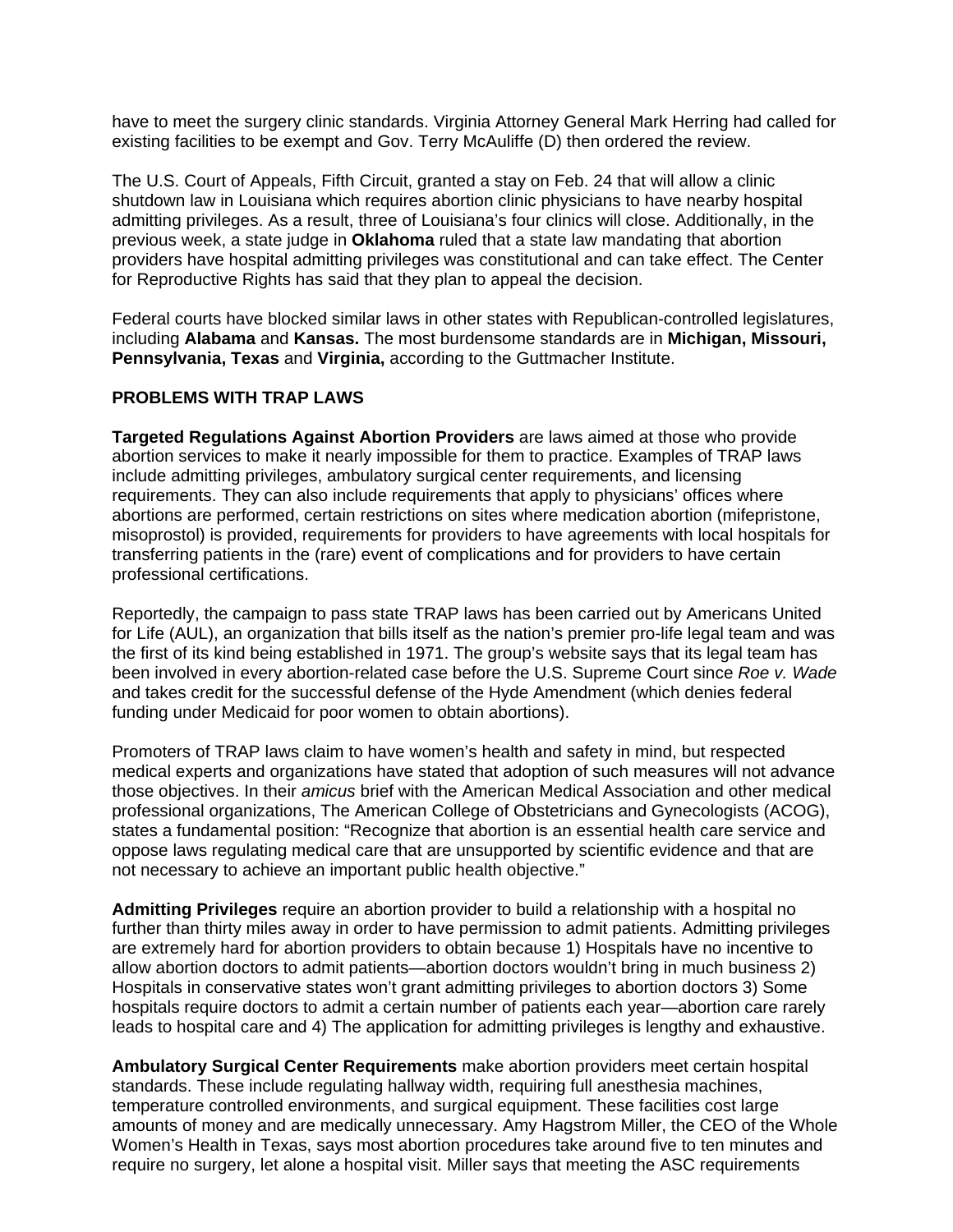have to meet the surgery clinic standards. Virginia Attorney General Mark Herring had called for existing facilities to be exempt and Gov. Terry McAuliffe (D) then ordered the review.

The U.S. Court of Appeals, Fifth Circuit, granted a stay on Feb. 24 that will allow a clinic shutdown law in Louisiana which requires abortion clinic physicians to have nearby hospital admitting privileges. As a result, three of Louisiana's four clinics will close. Additionally, in the previous week, a state judge in **Oklahoma** ruled that a state law mandating that abortion providers have hospital admitting privileges was constitutional and can take effect. The Center for Reproductive Rights has said that they plan to appeal the decision.

Federal courts have blocked similar laws in other states with Republican-controlled legislatures, including **Alabama** and **Kansas.** The most burdensome standards are in **Michigan, Missouri, Pennsylvania, Texas** and **Virginia,** according to the Guttmacher Institute.

**PROBLEMS WITH TRAP LAWS**

**Targeted Regulations Against Abortion Providers** are laws aimed at those who provide abortion services to make it nearly impossible for them to practice. Examples of TRAP laws include admitting privileges, ambulatory surgical center requirements, and licensing requirements. They can also include requirements that apply to physicians' offices where abortions are performed, certain restrictions on sites where medication abortion (mifepristone, misoprostol) is provided, requirements for providers to have agreements with local hospitals for transferring patients in the (rare) event of complications and for providers to have certain professional certifications.

Reportedly, the campaign to pass state TRAP laws has been carried out by Americans United for Life (AUL), an organization that bills itself as the nation's premier pro-life legal team and was the first of its kind being established in 1971. The group's website says that its legal team has been involved in every abortion-related case before the U.S. Supreme Court since *Roe v. Wade* and takes credit for the successful defense of the Hyde Amendment (which denies federal funding under Medicaid for poor women to obtain abortions).

Promoters of TRAP laws claim to have women's health and safety in mind, but respected medical experts and organizations have stated that adoption of such measures will not advance those objectives. In their *amicus* brief with the American Medical Association and other medical professional organizations, The American College of Obstetricians and Gynecologists (ACOG), states a fundamental position: "Recognize that abortion is an essential health care service and oppose laws regulating medical care that are unsupported by scientific evidence and that are not necessary to achieve an important public health objective."

**Admitting Privileges** require an abortion provider to build a relationship with a hospital no further than thirty miles away in order to have permission to admit patients. Admitting privileges are extremely hard for abortion providers to obtain because 1) Hospitals have no incentive to allow abortion doctors to admit patients—abortion doctors wouldn't bring in much business 2) Hospitals in conservative states won't grant admitting privileges to abortion doctors 3) Some hospitals require doctors to admit a certain number of patients each year—abortion care rarely leads to hospital care and 4) The application for admitting privileges is lengthy and exhaustive.

**Ambulatory Surgical Center Requirements** make abortion providers meet certain hospital standards. These include regulating hallway width, requiring full anesthesia machines, temperature controlled environments, and surgical equipment. These facilities cost large amounts of money and are medically unnecessary. Amy Hagstrom Miller, the CEO of the Whole Women's Health in Texas, says most abortion procedures take around five to ten minutes and require no surgery, let alone a hospital visit. Miller says that meeting the ASC requirements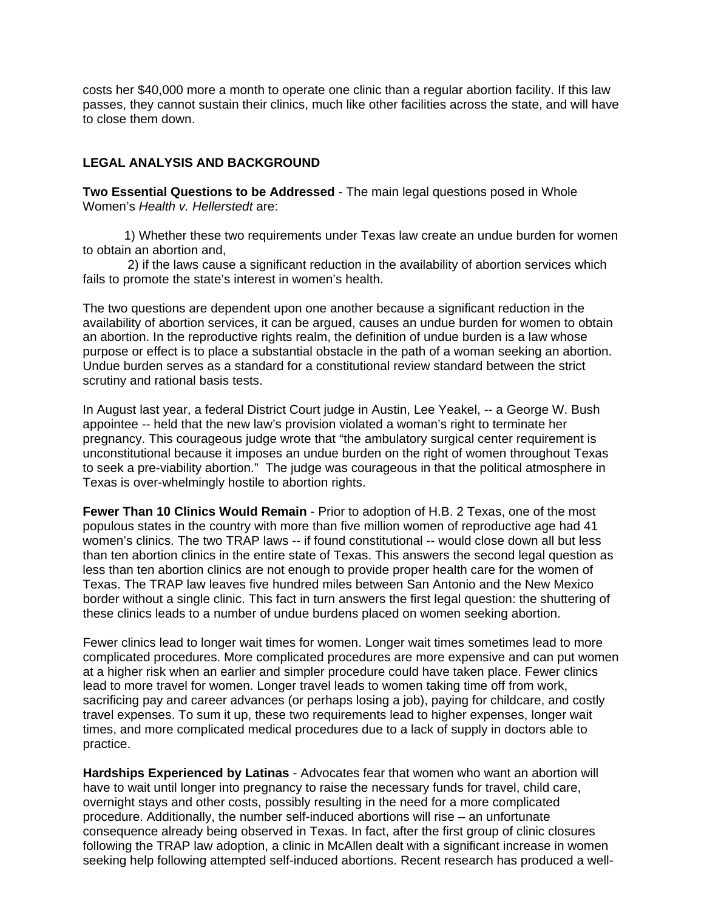costs her $40,000 more a month to operate one clinic than a regular abortion facility. If this law passes, they cannot sustain their clinics, much like other facilities across the state, and will have to close them down.

## LEGAL ANALYSIS AND BACKGROUND

**Two Essential Questions to be Addressed** - The main legal questions posed in Whole Women's *Health v. Hellerstedt* are:

1) Whether these two requirements under Texas law create an undue burden for women to obtain an abortion and,

2) if the laws cause a significant reduction in the availability of abortion services which fails to promote the state's interest in women's health.

The two questions are dependent upon one another because a significant reduction in the availability of abortion services, it can be argued, causes an undue burden for women to obtain an abortion. In the reproductive rights realm, the definition of undue burden is a law whose purpose or effect is to place a substantial obstacle in the path of a woman seeking an abortion. Undue burden serves as a standard for a constitutional review standard between the strict scrutiny and rational basis tests.

In August last year, a federal District Court judge in Austin, Lee Yeakel, -- a George W. Bush appointee -- held that the new law's provision violated a woman's right to terminate her pregnancy. This courageous judge wrote that "the ambulatory surgical center requirement is unconstitutional because it imposes an undue burden on the right of women throughout Texas to seek a pre-viability abortion." The judge was courageous in that the political atmosphere in Texas is over-whelmingly hostile to abortion rights.

**Fewer Than 10 Clinics Would Remain** - Prior to adoption of H.B. 2 Texas, one of the most populous states in the country with more than five million women of reproductive age had 41 women's clinics. The two TRAP laws -- if found constitutional -- would close down all but less than ten abortion clinics in the entire state of Texas. This answers the second legal question as less than ten abortion clinics are not enough to provide proper health care for the women of Texas. The TRAP law leaves five hundred miles between San Antonio and the New Mexico border without a single clinic. This fact in turn answers the first legal question: the shuttering of these clinics leads to a number of undue burdens placed on women seeking abortion.

Fewer clinics lead to longer wait times for women. Longer wait times sometimes lead to more complicated procedures. More complicated procedures are more expensive and can put women at a higher risk when an earlier and simpler procedure could have taken place. Fewer clinics lead to more travel for women. Longer travel leads to women taking time off from work, sacrificing pay and career advances (or perhaps losing a job), paying for childcare, and costly travel expenses. To sum it up, these two requirements lead to higher expenses, longer wait times, and more complicated medical procedures due to a lack of supply in doctors able to practice.

**Hardships Experienced by Latinas** - Advocates fear that women who want an abortion will have to wait until longer into pregnancy to raise the necessary funds for travel, child care, overnight stays and other costs, possibly resulting in the need for a more complicated procedure. Additionally, the number self-induced abortions will rise – an unfortunate consequence already being observed in Texas. In fact, after the first group of clinic closures following the TRAP law adoption, a clinic in McAllen dealt with a significant increase in women seeking help following attempted self-induced abortions. Recent research has produced a well-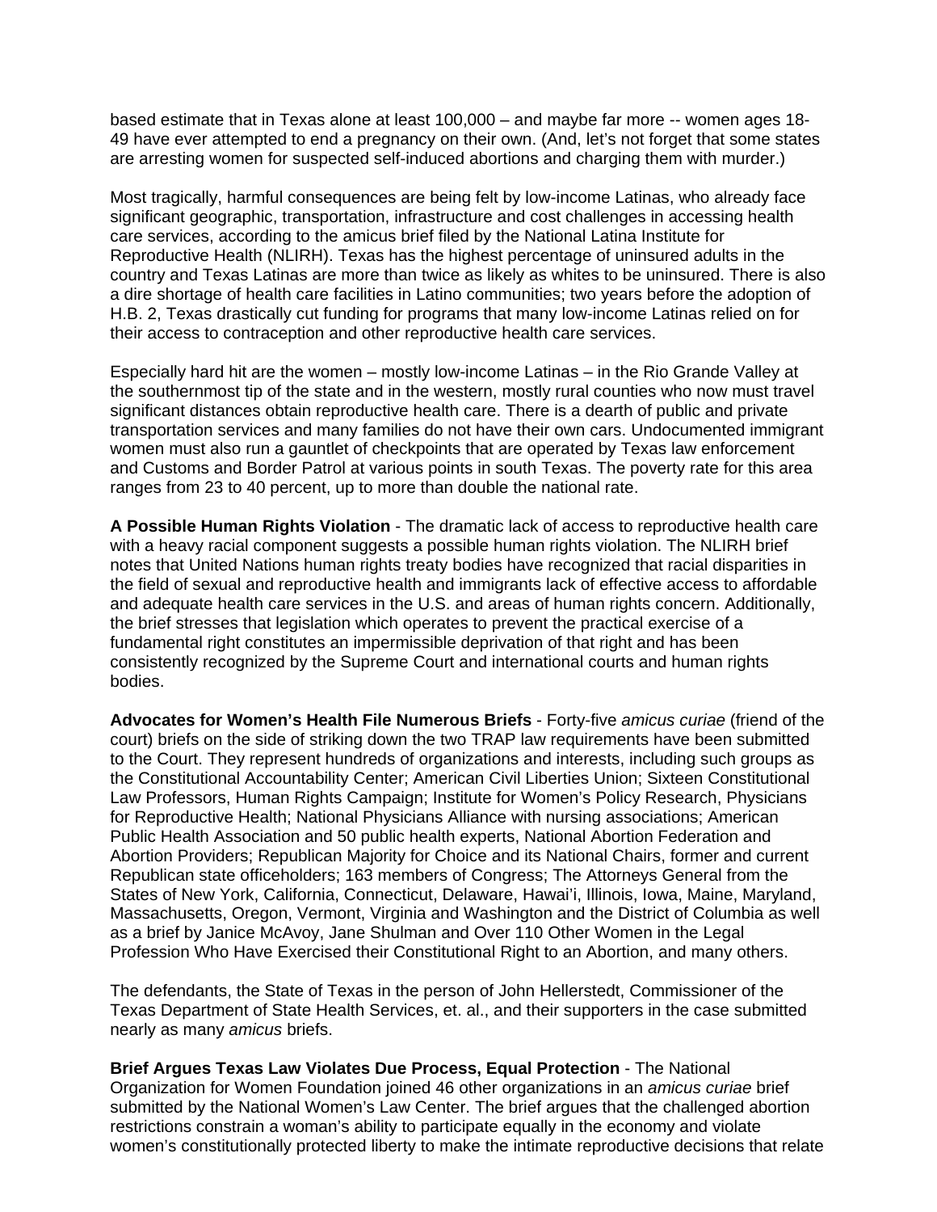based estimate that in Texas alone at least 100,000 – and maybe far more -- women ages 18-49 have ever attempted to end a pregnancy on their own. (And, let's not forget that some states are arresting women for suspected self-induced abortions and charging them with murder.)

Most tragically, harmful consequences are being felt by low-income Latinas, who already face significant geographic, transportation, infrastructure and cost challenges in accessing health care services, according to the amicus brief filed by the National Latina Institute for Reproductive Health (NLIRH). Texas has the highest percentage of uninsured adults in the country and Texas Latinas are more than twice as likely as whites to be uninsured. There is also a dire shortage of health care facilities in Latino communities; two years before the adoption of H.B. 2, Texas drastically cut funding for programs that many low-income Latinas relied on for their access to contraception and other reproductive health care services.

Especially hard hit are the women – mostly low-income Latinas – in the Rio Grande Valley at the southernmost tip of the state and in the western, mostly rural counties who now must travel significant distances obtain reproductive health care. There is a dearth of public and private transportation services and many families do not have their own cars. Undocumented immigrant women must also run a gauntlet of checkpoints that are operated by Texas law enforcement and Customs and Border Patrol at various points in south Texas. The poverty rate for this area ranges from 23 to 40 percent, up to more than double the national rate.

**A Possible Human Rights Violation** - The dramatic lack of access to reproductive health care with a heavy racial component suggests a possible human rights violation. The NLIRH brief notes that United Nations human rights treaty bodies have recognized that racial disparities in the field of sexual and reproductive health and immigrants lack of effective access to affordable and adequate health care services in the U.S. and areas of human rights concern. Additionally, the brief stresses that legislation which operates to prevent the practical exercise of a fundamental right constitutes an impermissible deprivation of that right and has been consistently recognized by the Supreme Court and international courts and human rights bodies.

**Advocates for Women's Health File Numerous Briefs** - Forty-five *amicus curiae* (friend of the court) briefs on the side of striking down the two TRAP law requirements have been submitted to the Court. They represent hundreds of organizations and interests, including such groups as the Constitutional Accountability Center; American Civil Liberties Union; Sixteen Constitutional Law Professors, Human Rights Campaign; Institute for Women's Policy Research, Physicians for Reproductive Health; National Physicians Alliance with nursing associations; American Public Health Association and 50 public health experts, National Abortion Federation and Abortion Providers; Republican Majority for Choice and its National Chairs, former and current Republican state officeholders; 163 members of Congress; The Attorneys General from the States of New York, California, Connecticut, Delaware, Hawai'i, Illinois, Iowa, Maine, Maryland, Massachusetts, Oregon, Vermont, Virginia and Washington and the District of Columbia as well as a brief by Janice McAvoy, Jane Shulman and Over 110 Other Women in the Legal Profession Who Have Exercised their Constitutional Right to an Abortion, and many others.

The defendants, the State of Texas in the person of John Hellerstedt, Commissioner of the Texas Department of State Health Services, et. al., and their supporters in the case submitted nearly as many *amicus* briefs.

**Brief Argues Texas Law Violates Due Process, Equal Protection** - The National Organization for Women Foundation joined 46 other organizations in an *amicus curiae* brief submitted by the National Women's Law Center. The brief argues that the challenged abortion restrictions constrain a woman's ability to participate equally in the economy and violate women's constitutionally protected liberty to make the intimate reproductive decisions that relate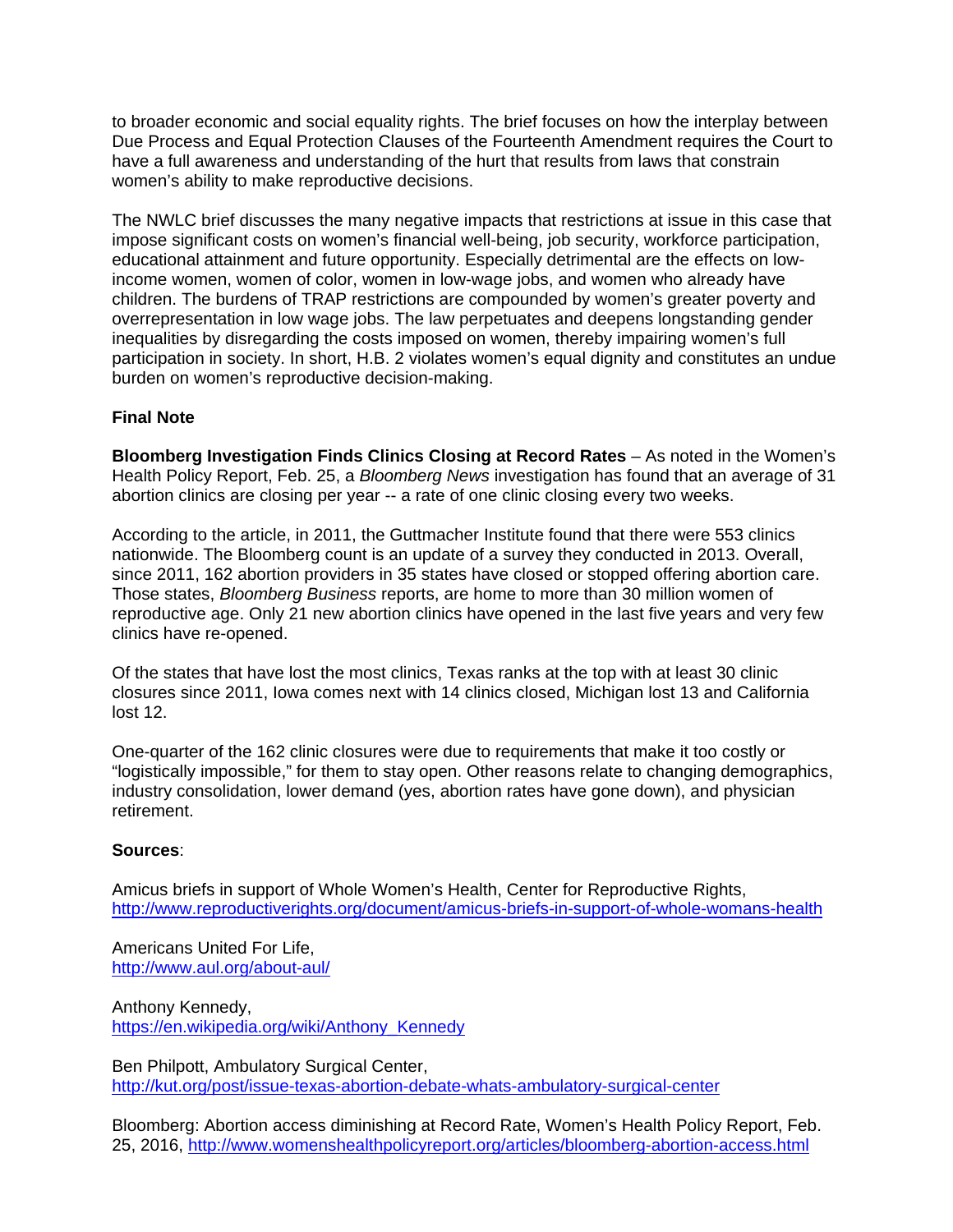to broader economic and social equality rights. The brief focuses on how the interplay between Due Process and Equal Protection Clauses of the Fourteenth Amendment requires the Court to have a full awareness and understanding of the hurt that results from laws that constrain women's ability to make reproductive decisions.

The NWLC brief discusses the many negative impacts that restrictions at issue in this case that impose significant costs on women's financial well-being, job security, workforce participation, educational attainment and future opportunity. Especially detrimental are the effects on low-income women, women of color, women in low-wage jobs, and women who already have children. The burdens of TRAP restrictions are compounded by women's greater poverty and overrepresentation in low wage jobs. The law perpetuates and deepens longstanding gender inequalities by disregarding the costs imposed on women, thereby impairing women's full participation in society. In short, H.B. 2 violates women's equal dignity and constitutes an undue burden on women's reproductive decision-making.

**Final Note**

**Bloomberg Investigation Finds Clinics Closing at Record Rates** – As noted in the Women's Health Policy Report, Feb. 25, a *Bloomberg News* investigation has found that an average of 31 abortion clinics are closing per year -- a rate of one clinic closing every two weeks.

According to the article, in 2011, the Guttmacher Institute found that there were 553 clinics nationwide. The Bloomberg count is an update of a survey they conducted in 2013. Overall, since 2011, 162 abortion providers in 35 states have closed or stopped offering abortion care. Those states, *Bloomberg Business* reports, are home to more than 30 million women of reproductive age. Only 21 new abortion clinics have opened in the last five years and very few clinics have re-opened.

Of the states that have lost the most clinics, Texas ranks at the top with at least 30 clinic closures since 2011, Iowa comes next with 14 clinics closed, Michigan lost 13 and California lost 12.

One-quarter of the 162 clinic closures were due to requirements that make it too costly or "logistically impossible," for them to stay open. Other reasons relate to changing demographics, industry consolidation, lower demand (yes, abortion rates have gone down), and physician retirement.

**Sources**:

Amicus briefs in support of Whole Women's Health, Center for Reproductive Rights, http://www.reproductiverights.org/document/amicus-briefs-in-support-of-whole-womans-health

Americans United For Life, http://www.aul.org/about-aul/

Anthony Kennedy, https://en.wikipedia.org/wiki/Anthony_Kennedy

Ben Philpott, Ambulatory Surgical Center, http://kut.org/post/issue-texas-abortion-debate-whats-ambulatory-surgical-center

Bloomberg: Abortion access diminishing at Record Rate, Women's Health Policy Report, Feb. 25, 2016, http://www.womenshealthpolicyreport.org/articles/bloomberg-abortion-access.html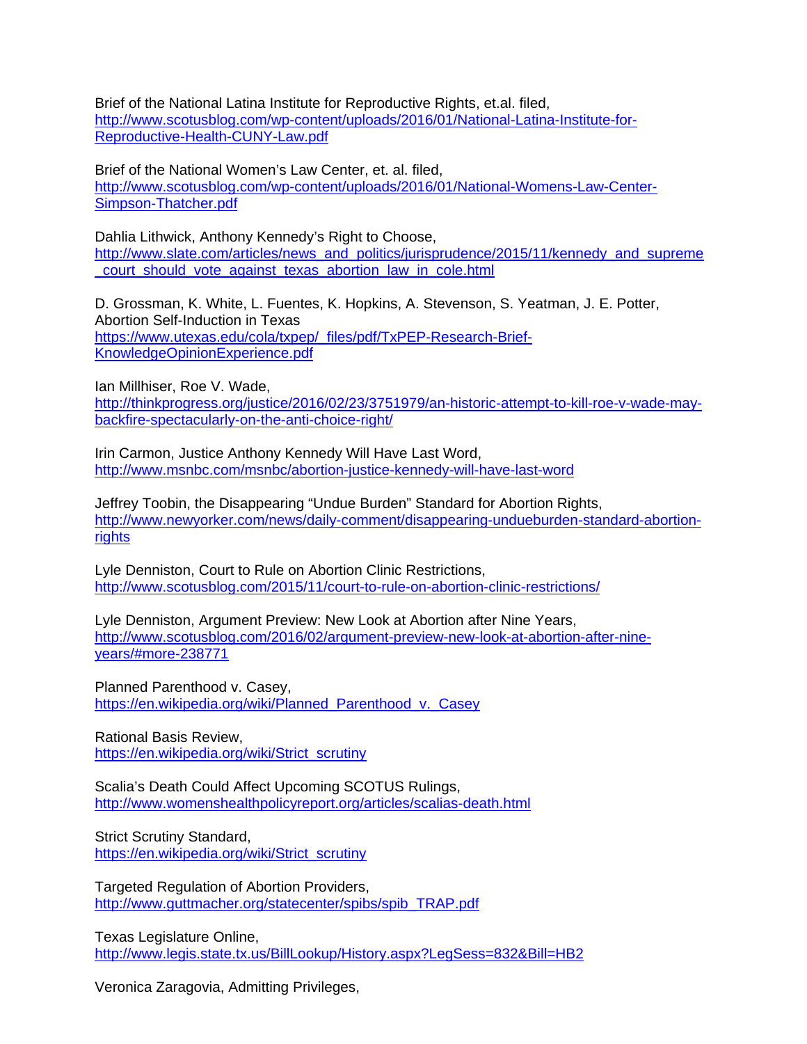Brief of the National Latina Institute for Reproductive Rights, et.al. filed,
http://www.scotusblog.com/wp-content/uploads/2016/01/National-Latina-Institute-for-Reproductive-Health-CUNY-Law.pdf

Brief of the National Women's Law Center, et. al. filed,
http://www.scotusblog.com/wp-content/uploads/2016/01/National-Womens-Law-Center-Simpson-Thatcher.pdf

Dahlia Lithwick, Anthony Kennedy's Right to Choose,
http://www.slate.com/articles/news_and_politics/jurisprudence/2015/11/kennedy_and_supreme_court_should_vote_against_texas_abortion_law_in_cole.html

D. Grossman, K. White, L. Fuentes, K. Hopkins, A. Stevenson, S. Yeatman, J. E. Potter, Abortion Self-Induction in Texas
https://www.utexas.edu/cola/txpep/_files/pdf/TxPEP-Research-Brief-KnowledgeOpinionExperience.pdf

Ian Millhiser, Roe V. Wade,
http://thinkprogress.org/justice/2016/02/23/3751979/an-historic-attempt-to-kill-roe-v-wade-may-backfire-spectacularly-on-the-anti-choice-right/

Irin Carmon, Justice Anthony Kennedy Will Have Last Word,
http://www.msnbc.com/msnbc/abortion-justice-kennedy-will-have-last-word

Jeffrey Toobin, the Disappearing "Undue Burden" Standard for Abortion Rights,
http://www.newyorker.com/news/daily-comment/disappearing-undueburden-standard-abortion-rights

Lyle Denniston, Court to Rule on Abortion Clinic Restrictions,
http://www.scotusblog.com/2015/11/court-to-rule-on-abortion-clinic-restrictions/

Lyle Denniston, Argument Preview: New Look at Abortion after Nine Years,
http://www.scotusblog.com/2016/02/argument-preview-new-look-at-abortion-after-nine-years/#more-238771

Planned Parenthood v. Casey,
https://en.wikipedia.org/wiki/Planned_Parenthood_v._Casey

Rational Basis Review,
https://en.wikipedia.org/wiki/Strict_scrutiny

Scalia's Death Could Affect Upcoming SCOTUS Rulings,
http://www.womenshealthpolicyreport.org/articles/scalias-death.html

Strict Scrutiny Standard,
https://en.wikipedia.org/wiki/Strict_scrutiny

Targeted Regulation of Abortion Providers,
http://www.guttmacher.org/statecenter/spibs/spib_TRAP.pdf

Texas Legislature Online,
http://www.legis.state.tx.us/BillLookup/History.aspx?LegSess=832&Bill=HB2

Veronica Zaragovia, Admitting Privileges,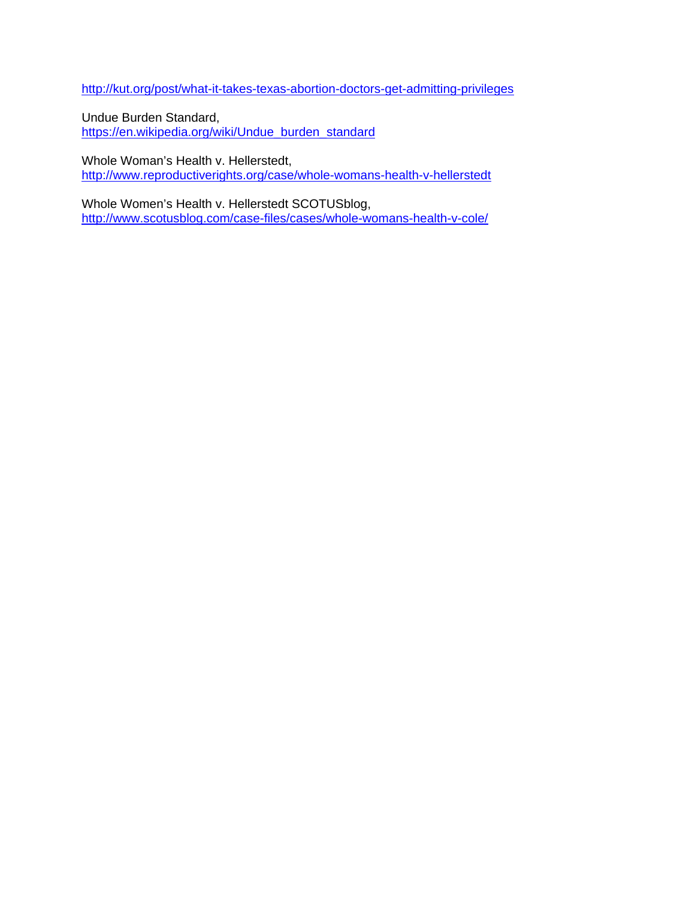http://kut.org/post/what-it-takes-texas-abortion-doctors-get-admitting-privileges

Undue Burden Standard,
https://en.wikipedia.org/wiki/Undue_burden_standard

Whole Woman's Health v. Hellerstedt,
http://www.reproductiverights.org/case/whole-womans-health-v-hellerstedt

Whole Women's Health v. Hellerstedt SCOTUSblog,
http://www.scotusblog.com/case-files/cases/whole-womans-health-v-cole/